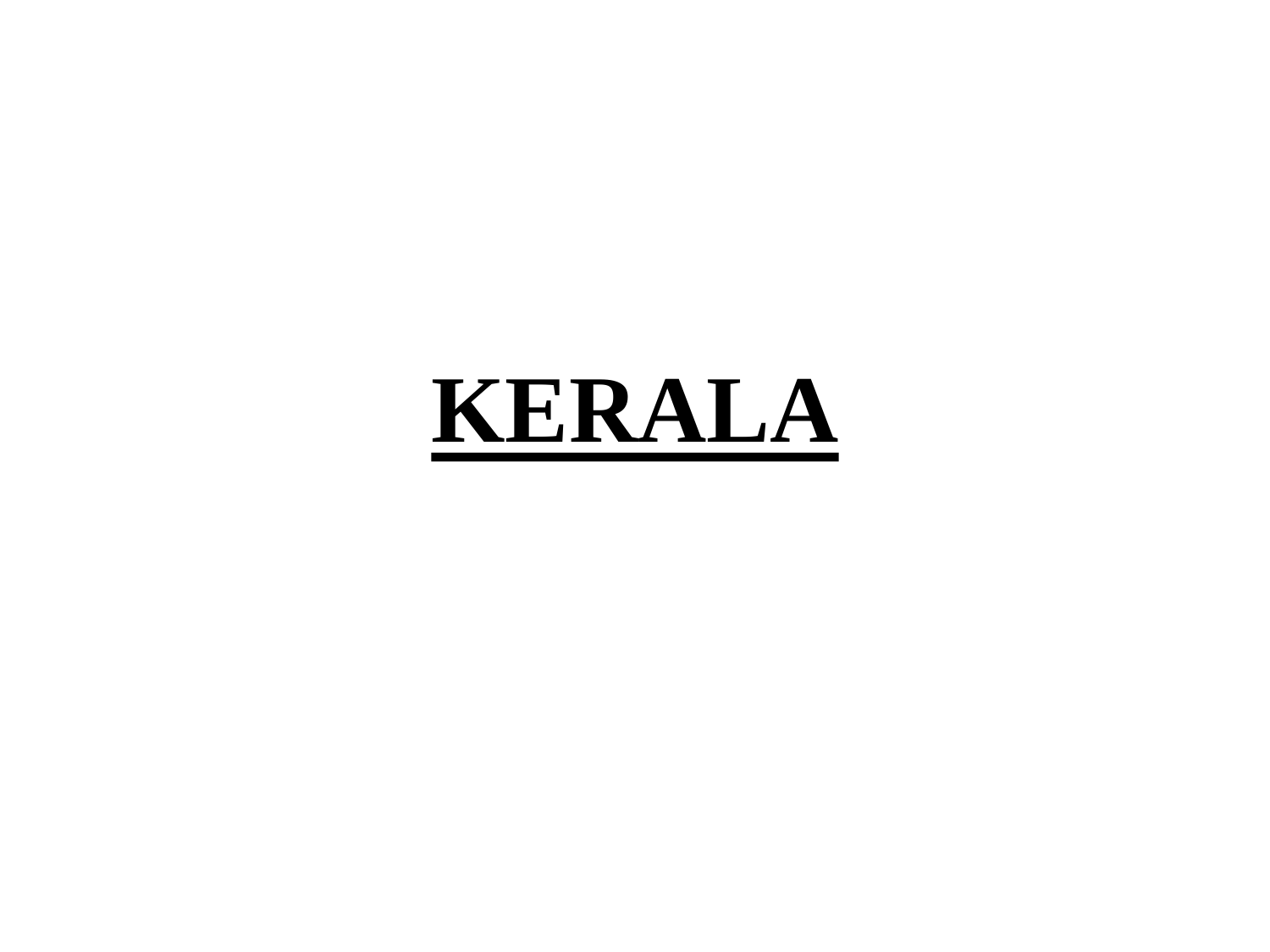# **KERALA**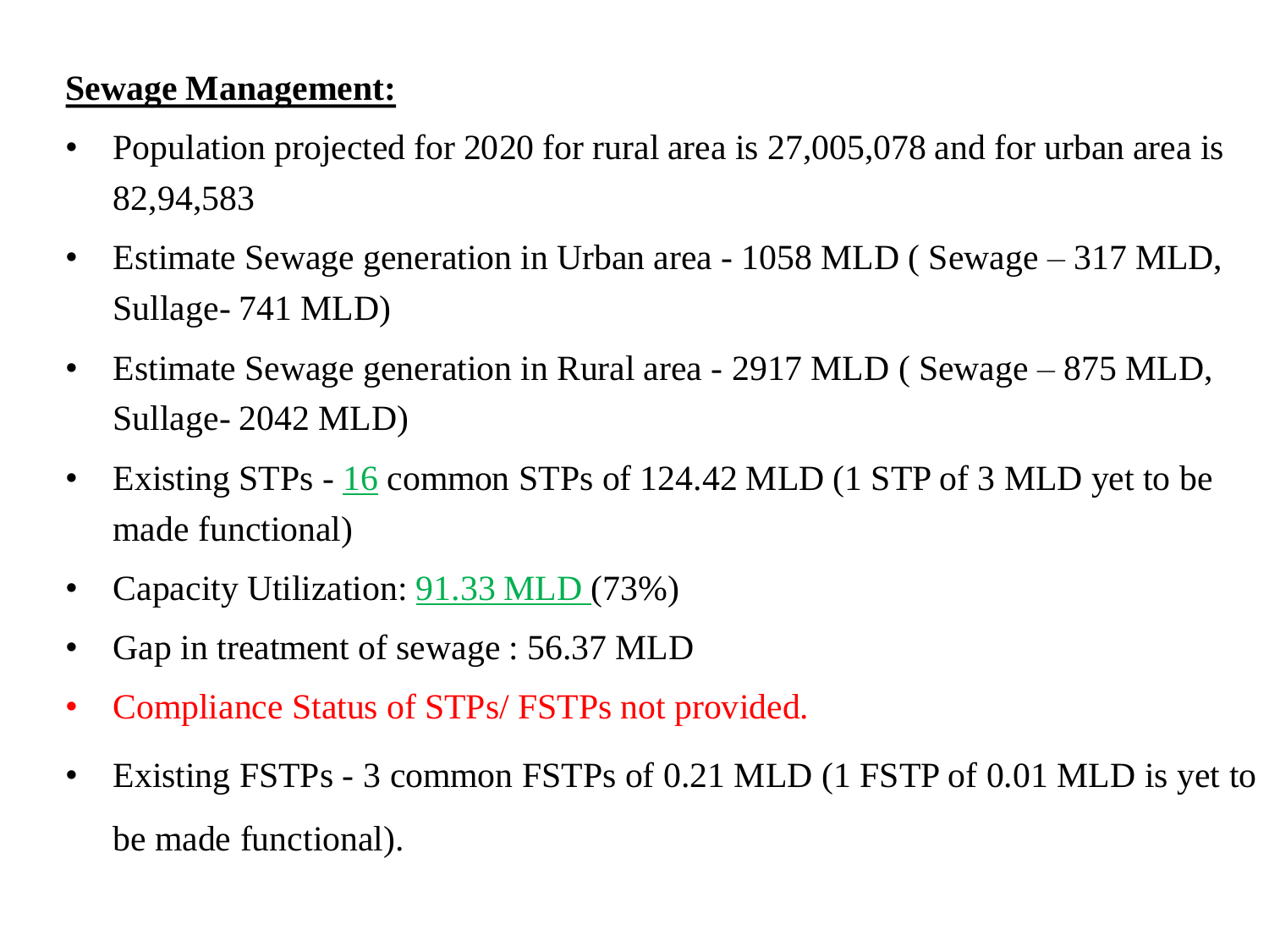**Sewage Management:**

- Population projected for 2020 for rural area is 27,005,078 and for urban area is 82,94,583
- Estimate Sewage generation in Urban area - 1058 MLD ( Sewage – 317 MLD, Sullage- 741 MLD)
- Estimate Sewage generation in Rural area - 2917 MLD ( Sewage – 875 MLD, Sullage- 2042 MLD)
- Existing STPs - 16 common STPs of 124.42 MLD (1 STP of 3 MLD yet to be made functional)
- Capacity Utilization: 91.33 MLD (73%)
- Gap in treatment of sewage : 56.37 MLD
- Compliance Status of STPs/ FSTPs not provided.
- Existing FSTPs - 3 common FSTPs of 0.21 MLD (1 FSTP of 0.01 MLD is yet to be made functional).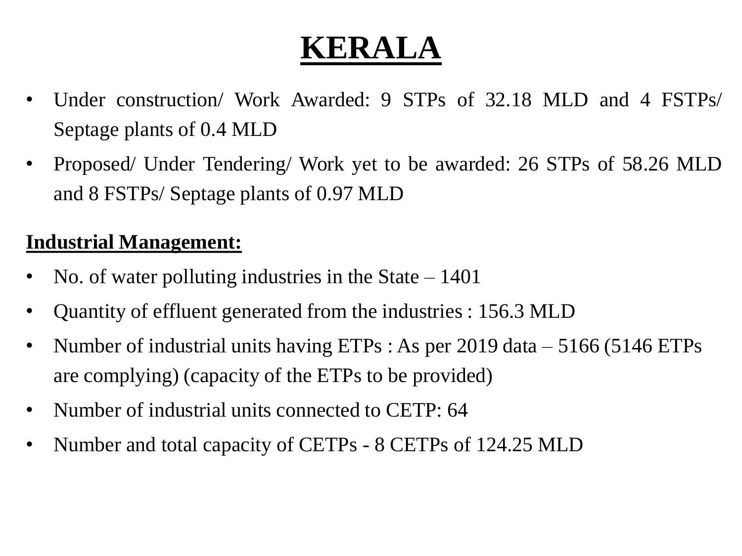# KERALA

- Under construction/ Work Awarded: 9 STPs of 32.18 MLD and 4 FSTPs/ Septage plants of 0.4 MLD
- Proposed/ Under Tendering/ Work yet to be awarded: 26 STPs of 58.26 MLD and 8 FSTPs/ Septage plants of 0.97 MLD

**Industrial Management:**

- No. of water polluting industries in the State – 1401
- Quantity of effluent generated from the industries : 156.3 MLD
- Number of industrial units having ETPs : As per 2019 data – 5166 (5146 ETPs are complying) (capacity of the ETPs to be provided)
- Number of industrial units connected to CETP: 64
- Number and total capacity of CETPs - 8 CETPs of 124.25 MLD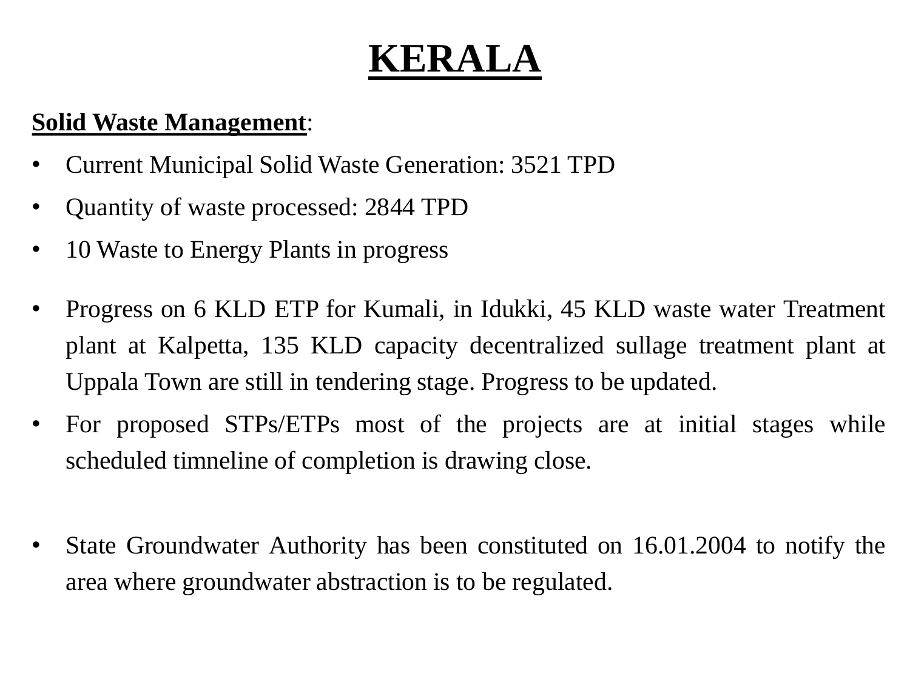# KERALA

**Solid Waste Management**:

- Current Municipal Solid Waste Generation: 3521 TPD
- Quantity of waste processed: 2844 TPD
- 10 Waste to Energy Plants in progress

- Progress on 6 KLD ETP for Kumali, in Idukki, 45 KLD waste water Treatment plant at Kalpetta, 135 KLD capacity decentralized sullage treatment plant at Uppala Town are still in tendering stage. Progress to be updated.
- For proposed STPs/ETPs most of the projects are at initial stages while scheduled timneline of completion is drawing close.

- State Groundwater Authority has been constituted on 16.01.2004 to notify the area where groundwater abstraction is to be regulated.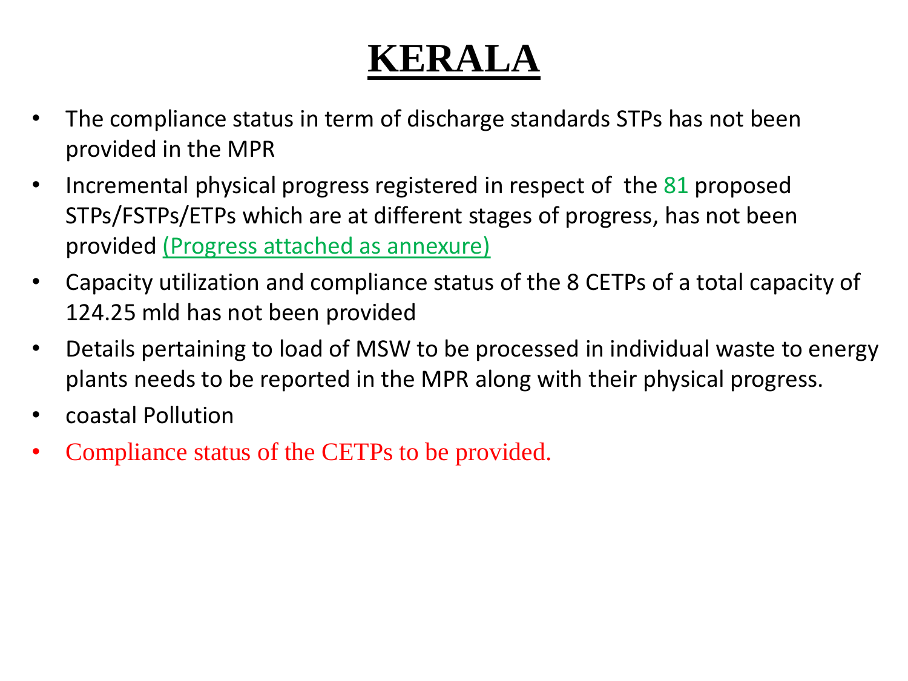# KERALA

- The compliance status in term of discharge standards STPs has not been provided in the MPR
- Incremental physical progress registered in respect of the 81 proposed STPs/FSTPs/ETPs which are at different stages of progress, has not been provided (Progress attached as annexure)
- Capacity utilization and compliance status of the 8 CETPs of a total capacity of 124.25 mld has not been provided
- Details pertaining to load of MSW to be processed in individual waste to energy plants needs to be reported in the MPR along with their physical progress.
- coastal Pollution
- Compliance status of the CETPs to be provided.